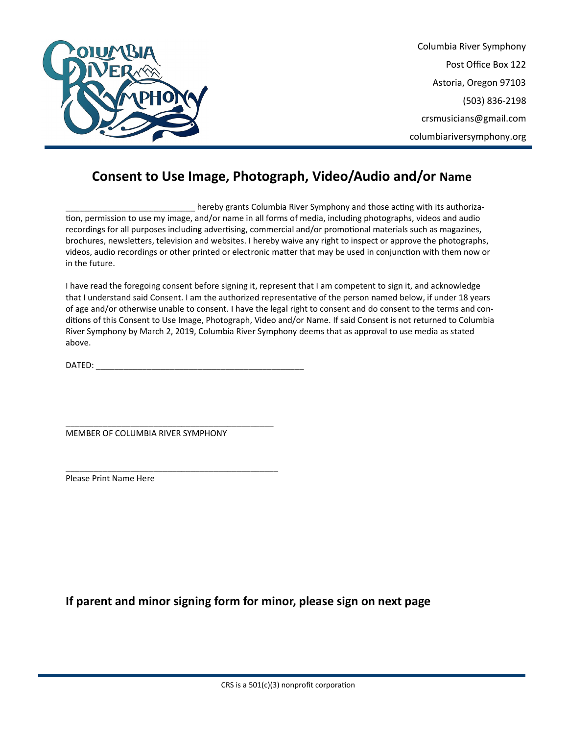Columbia River Symphony
Post Office Box 122
Astoria, Oregon 97103
(503) 836-2198
crsmusicians@gmail.com
columbiariversymphony.org

# Consent to Use Image, Photograph, Video/Audio and/or Name

____________________________ hereby grants Columbia River Symphony and those acting with its authorization, permission to use my image, and/or name in all forms of media, including photographs, videos and audio recordings for all purposes including advertising, commercial and/or promotional materials such as magazines, brochures, newsletters, television and websites. I hereby waive any right to inspect or approve the photographs, videos, audio recordings or other printed or electronic matter that may be used in conjunction with them now or in the future.

I have read the foregoing consent before signing it, represent that I am competent to sign it, and acknowledge that I understand said Consent. I am the authorized representative of the person named below, if under 18 years of age and/or otherwise unable to consent. I have the legal right to consent and do consent to the terms and conditions of this Consent to Use Image, Photograph, Video and/or Name. If said Consent is not returned to Columbia River Symphony by March 2, 2019, Columbia River Symphony deems that as approval to use media as stated above.

DATED: ______________________________________________

______________________________________________
MEMBER OF COLUMBIA RIVER SYMPHONY

______________________________________________
Please Print Name Here

**If parent and minor signing form for minor, please sign on next page**

CRS is a 501(c)(3) nonprofit corporation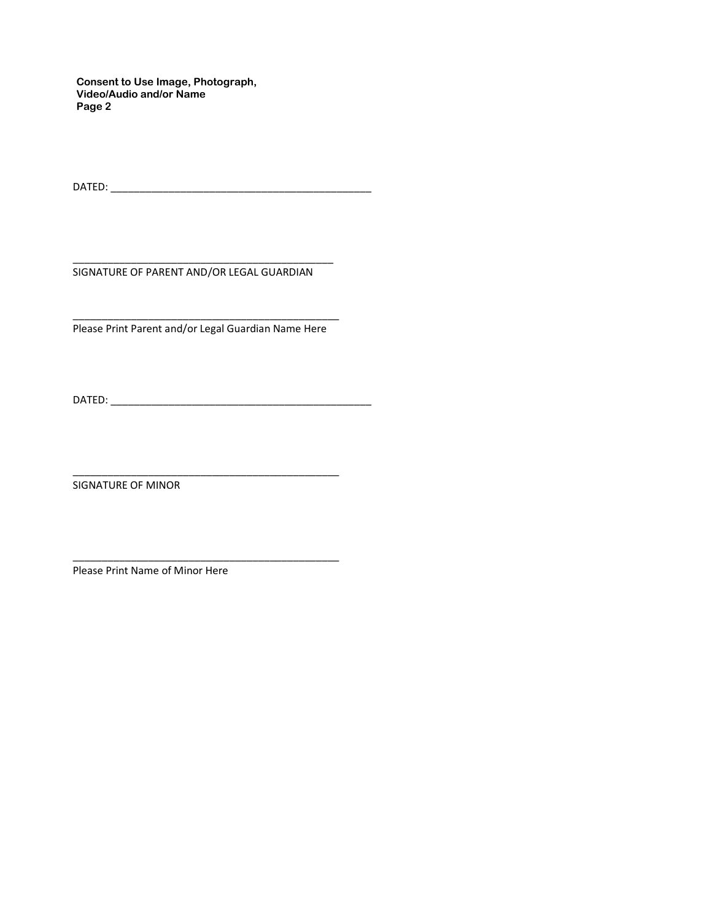DATED: _______________________________________________

_______________________________________________
SIGNATURE OF PARENT AND/OR LEGAL GUARDIAN

_______________________________________________
Please Print Parent and/or Legal Guardian Name Here

DATED: _______________________________________________

_______________________________________________
SIGNATURE OF MINOR

_______________________________________________
Please Print Name of Minor Here